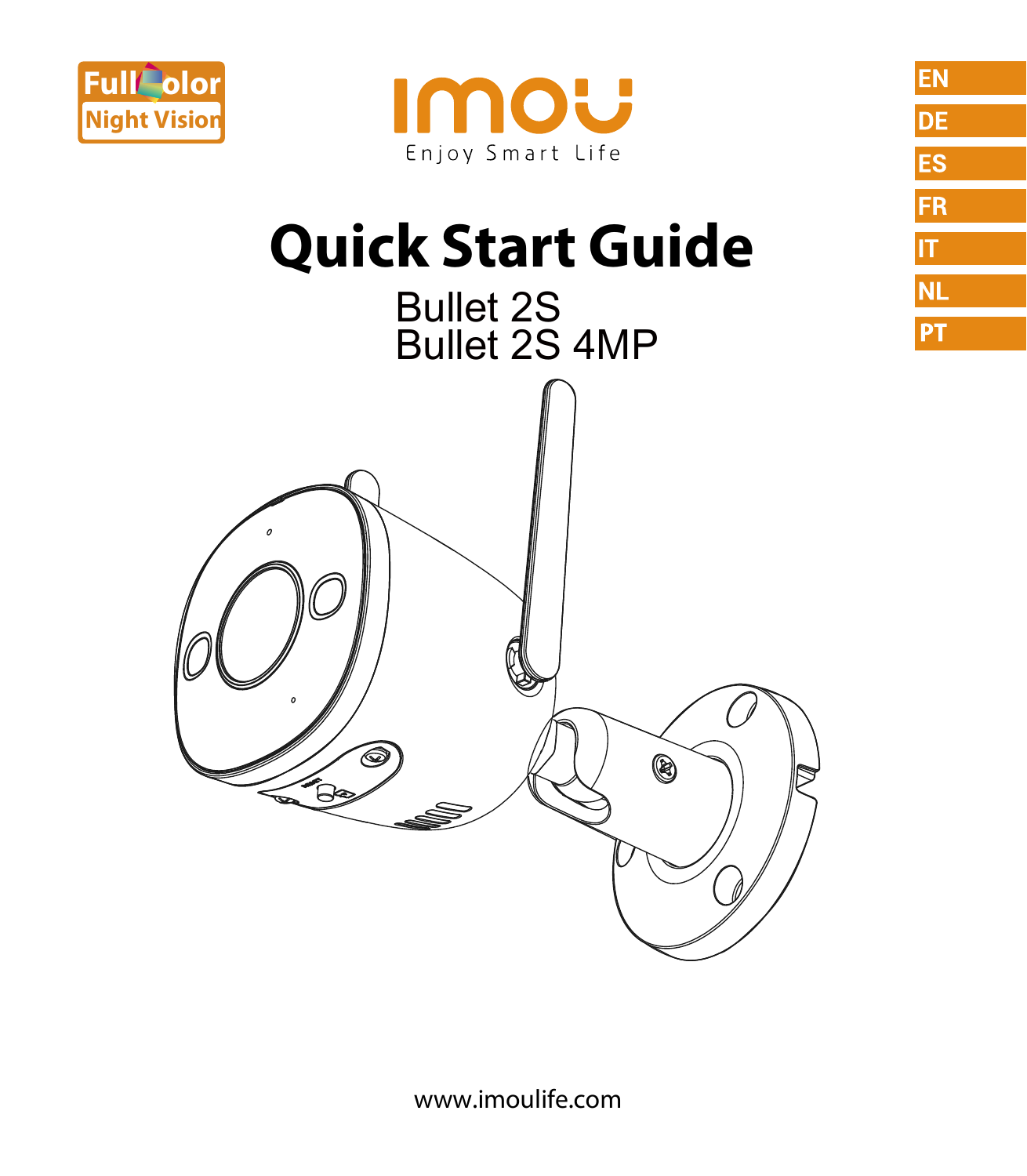Full Color Night Vision

imou

Enjoy Smart Life

EN

DE

ES

FR

IT

NL

PT

# Quick Start Guide

Bullet 2S

Bullet 2S 4MP

www.imoulife.com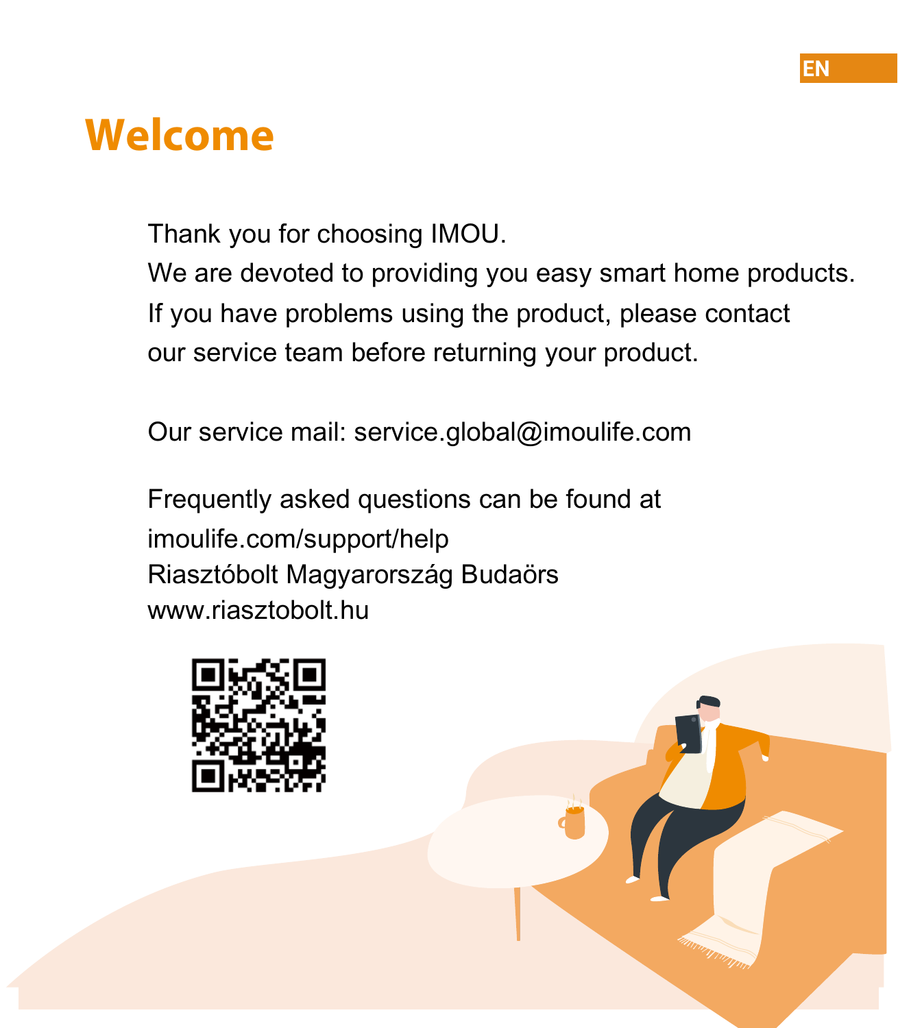# Welcome

Thank you for choosing IMOU.
We are devoted to providing you easy smart home products.
If you have problems using the product, please contact our service team before returning your product.

Our service mail: service.global@imoulife.com

Frequently asked questions can be found at
imoulife.com/support/help
Riasztóbolt Magyarország Budaörs
www.riasztobolt.hu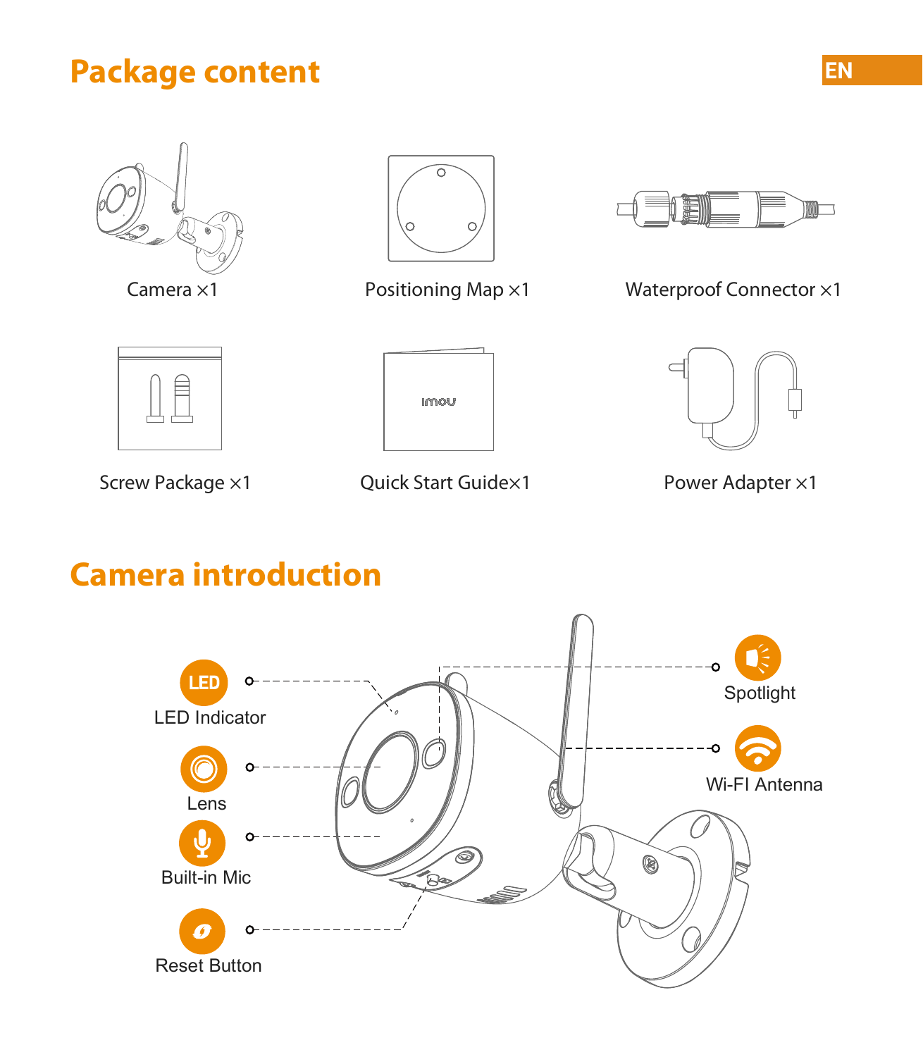# Package content

Camera ×1

Positioning Map ×1

Waterproof Connector ×1

Screw Package ×1

Quick Start Guide×1

Power Adapter ×1

# Camera introduction

LED Indicator

Lens

Built-in Mic

Reset Button

Spotlight

Wi-FI Antenna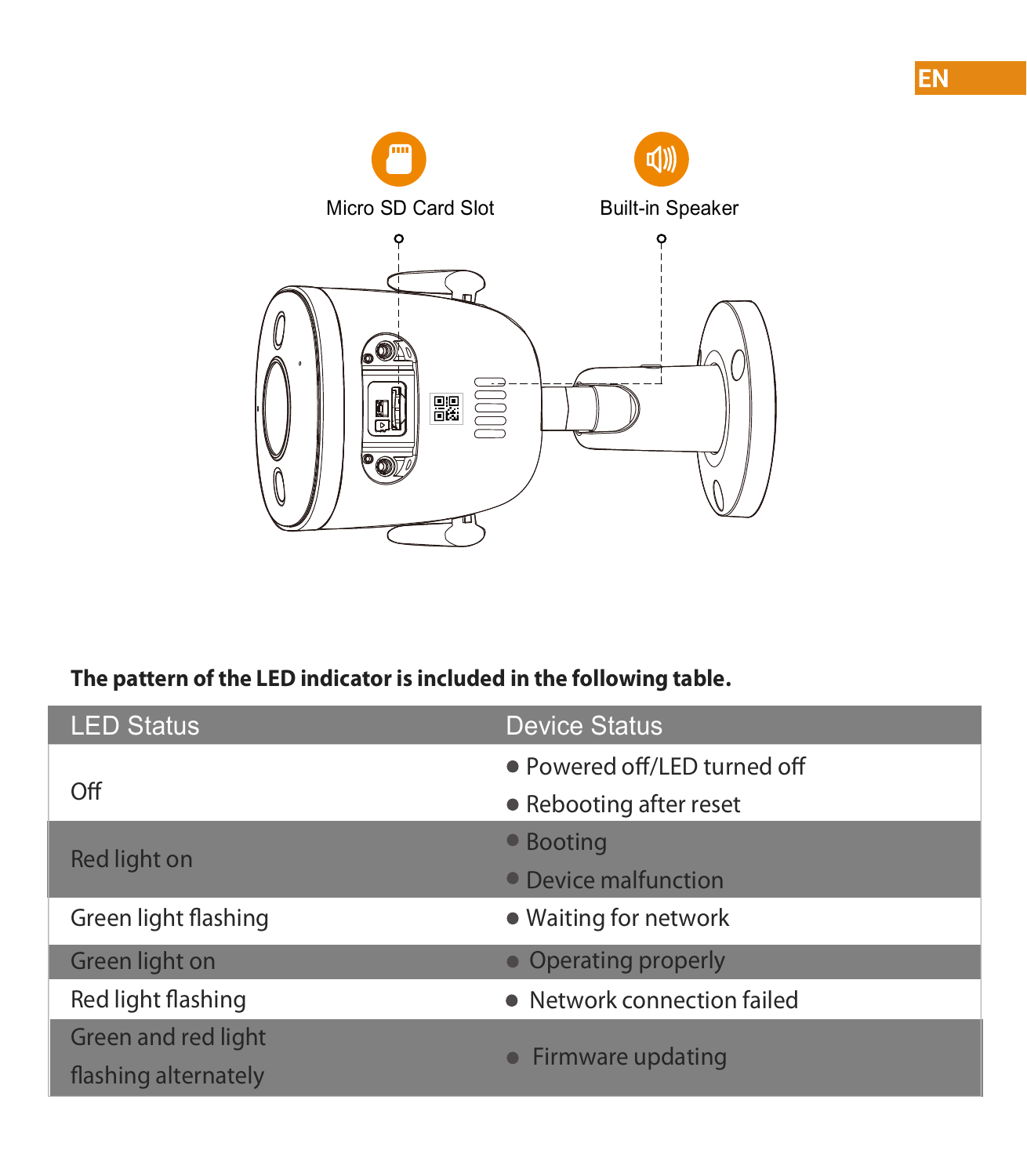Micro SD Card Slot

Built-in Speaker

**The pattern of the LED indicator is included in the following table.**

| LED Status | Device Status |
| --- | --- |
| Off | ● Powered off/LED turned off<br>● Rebooting after reset |
| Red light on | ● Booting<br>● Device malfunction |
| Green light flashing | ● Waiting for network |
| Green light on | ● Operating properly |
| Red light flashing | ● Network connection failed |
| Green and red light flashing alternately | ● Firmware updating |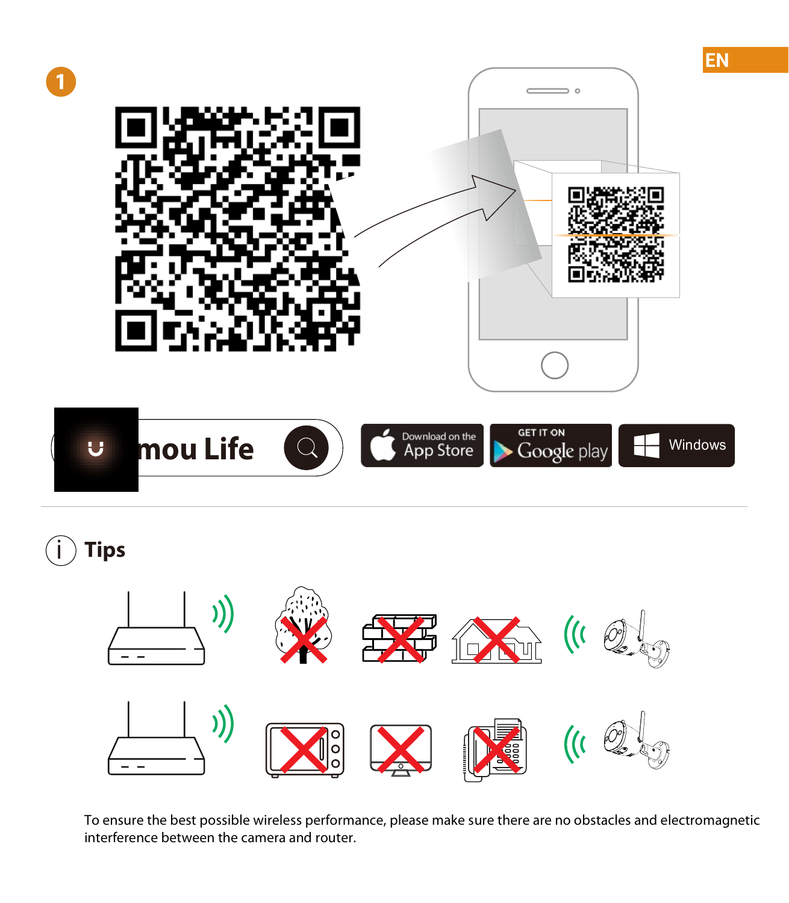EN

1

mou Life

Download on the App Store

GET IT ON Google play

Windows

## Tips

To ensure the best possible wireless performance, please make sure there are no obstacles and electromagnetic interference between the camera and router.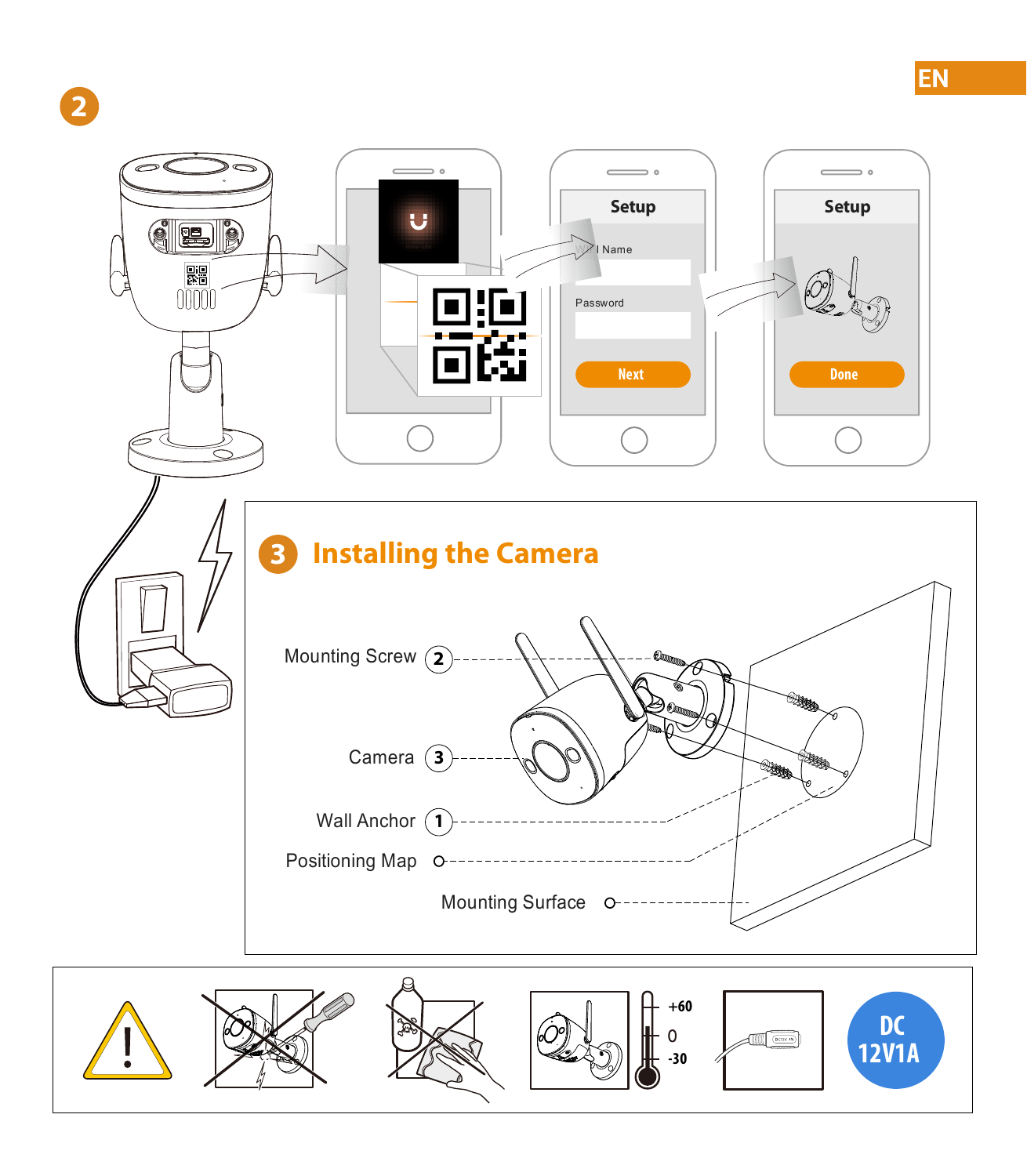EN

2

Setup

Wi-Fi Name

Password

Next

Setup

Done

## 3 Installing the Camera

Mounting Screw 2

Camera 3

Wall Anchor 1

Positioning Map

Mounting Surface

+60

0

-30

DC 12V1A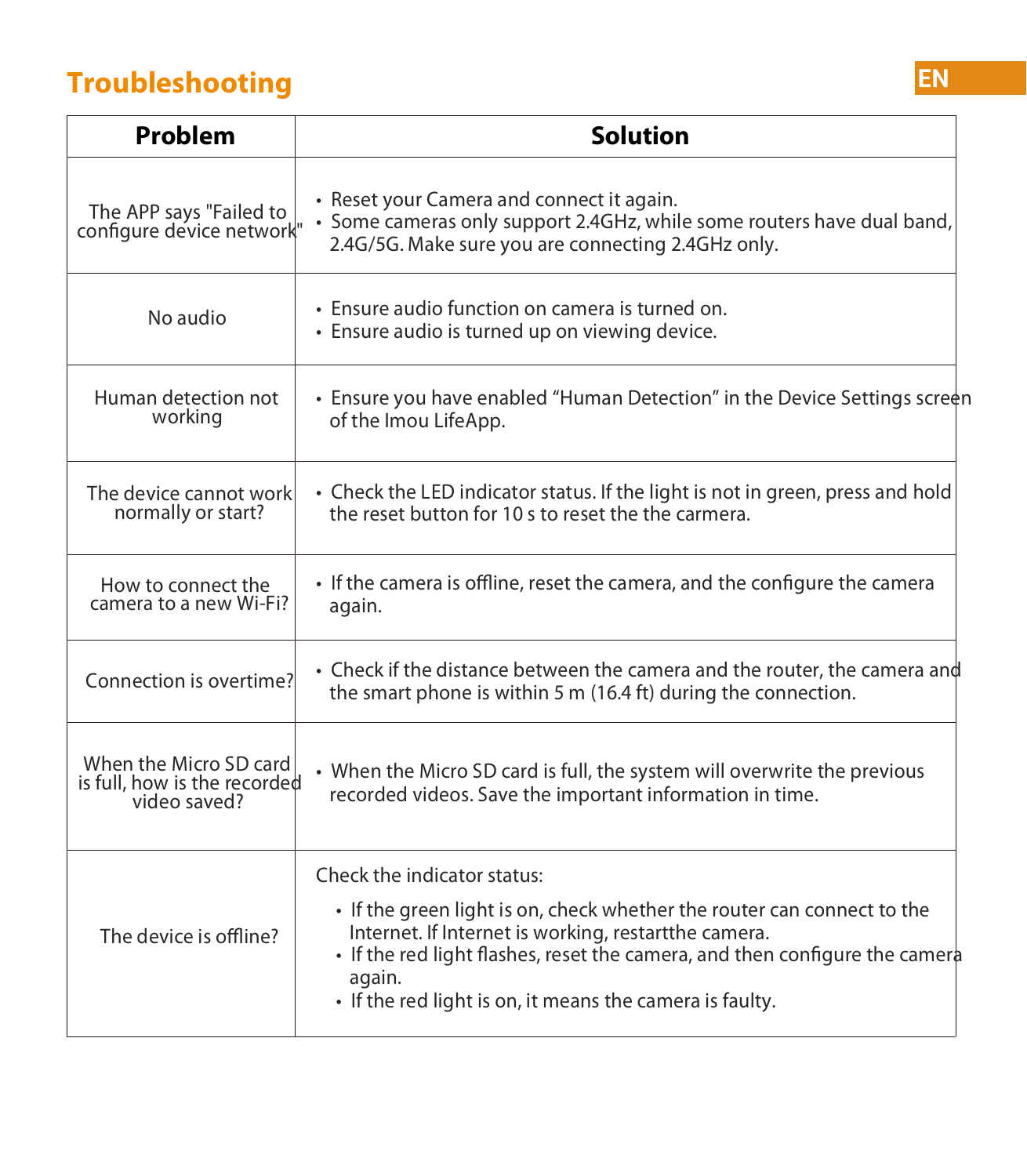## Troubleshooting

| Problem | Solution |
|---|---|
| The APP says "Failed to configure device network" | • Reset your Camera and connect it again.<br>• Some cameras only support 2.4GHz, while some routers have dual band, 2.4G/5G. Make sure you are connecting 2.4GHz only. |
| No audio | • Ensure audio function on camera is turned on.<br>• Ensure audio is turned up on viewing device. |
| Human detection not working | • Ensure you have enabled “Human Detection” in the Device Settings screen of the Imou LifeApp. |
| The device cannot work normally or start? | • Check the LED indicator status. If the light is not in green, press and hold the reset button for 10 s to reset the the carmera. |
| How to connect the camera to a new Wi-Fi? | • If the camera is offline, reset the camera, and the configure the camera again. |
| Connection is overtime? | • Check if the distance between the camera and the router, the camera and the smart phone is within 5 m (16.4 ft) during the connection. |
| When the Micro SD card is full, how is the recorded video saved? | • When the Micro SD card is full, the system will overwrite the previous recorded videos. Save the important information in time. |
| The device is offline? | Check the indicator status:<br>• If the green light is on, check whether the router can connect to the Internet. If Internet is working, restartthe camera.<br>• If the red light flashes, reset the camera, and then configure the camera again.<br>• If the red light is on, it means the camera is faulty. |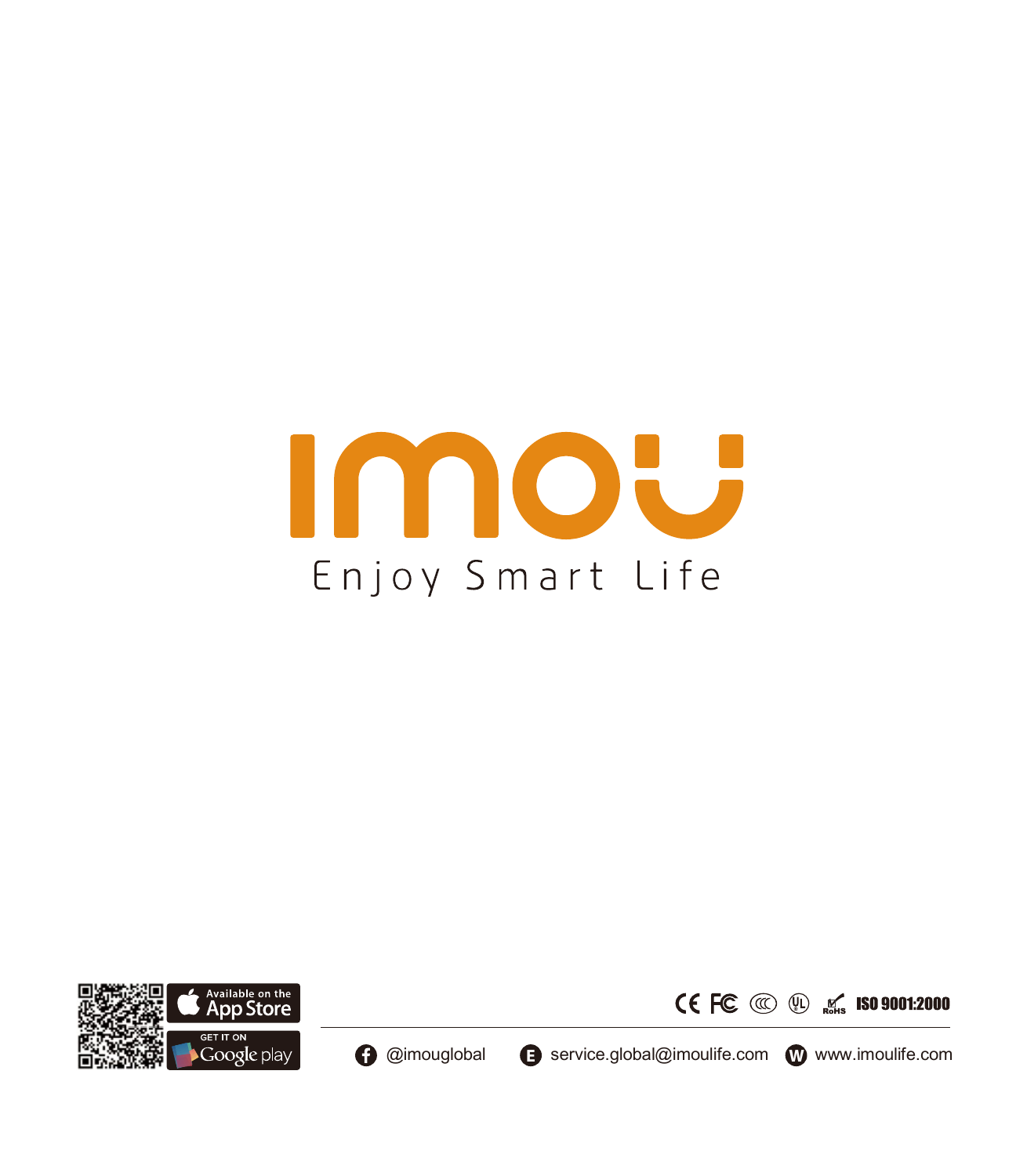# imou

Enjoy Smart Life

Available on the App Store

GET IT ON Google play

CE FC ISO 9001:2000

@imouglobal

service.global@imoulife.com

www.imoulife.com